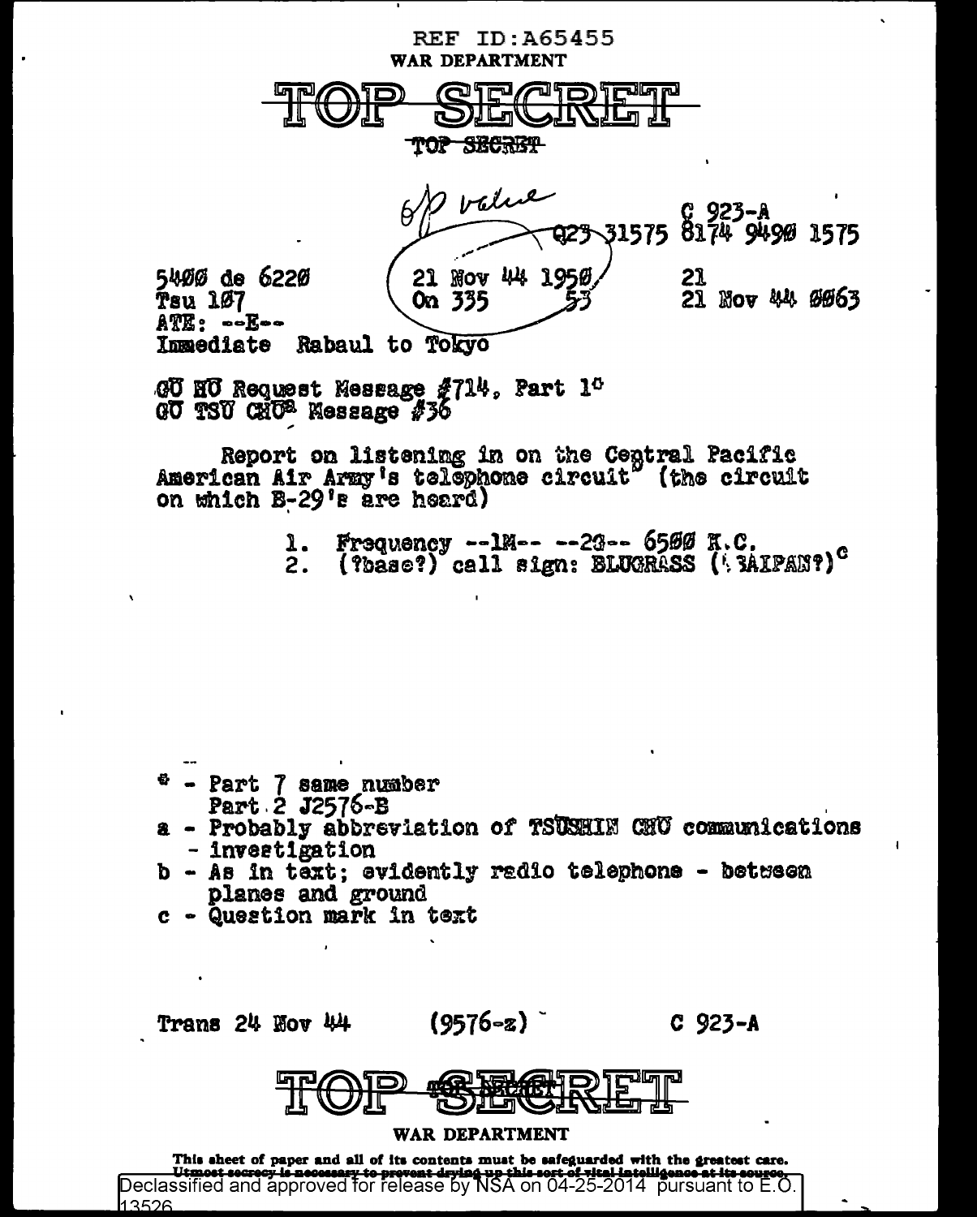REF ID:A65455

WAR DEPARTMENT

# TOP SECRET

~~TOP SECRET~~

OP value

C 923-A

Q23 31575 8174 9490 1575

5400 de 6220 | 21 Nov 44 1950 | 21

Tsu 107 | On 335 53 | 21 Nov 44 0063

ATE: --E--

Immediate Rabaul to Tokyo

GU HU Request Message #714, Part 1*

GU TSU CHU[a] Message #36

Report on listening in on the Central Pacific American Air Army's telephone circuit[b] (the circuit on which B-29's are heard)

1. Frequency --1M-- --2G-- 6500 K.C.
2. (?base?) call sign: BLUGRASS (?SAIPAN?)[c]

\* - Part 7 same number
  Part 2 J2576-B

a - Probably abbreviation of TSUSHIN CHU communications - investigation

b - As in text; evidently radio telephone - between planes and ground

c - Question mark in text

Trans 24 Nov 44 (9576-z) C 923-A

# TOP SECRET

WAR DEPARTMENT

This sheet of paper and all of its contents must be safeguarded with the greatest care. Utmost secrecy is necessary to prevent drying up this sort of vital intelligence at its source.

Declassified and approved for release by NSA on 04-25-2014 pursuant to E.O. 13526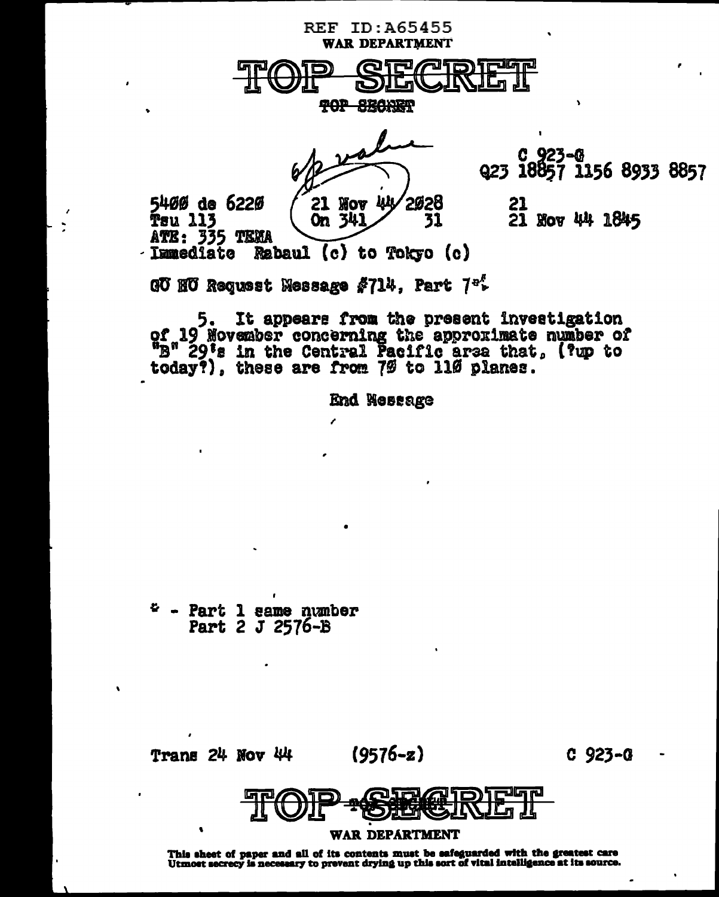REF ID:A65455

WAR DEPARTMENT

TOP SECRET

TOP SECRET

C 923-G
Q23 18857 1156 8933 8857

5400 de 6220
Tsu 113
ATE: 335 TEMA

21 Nov 44 2028
On 341 31

21
21 Nov 44 1845

Immediate Rabaul (c) to Tokyo (c)

GU HU Request Message #714, Part 7*

5. It appears from the present investigation of 19 November concerning the approximate number of "B" 29's in the Central Pacific area that, (?up to today?), these are from 70 to 110 planes.

End Message

\* - Part 1 same number
Part 2 J 2576-B

Trans 24 Nov 44 (9576-z) C 923-G

TOP SECRET

WAR DEPARTMENT

This sheet of paper and all of its contents must be safeguarded with the greatest care
Utmost secrecy is necessary to prevent drying up this sort of vital intelligence at its source.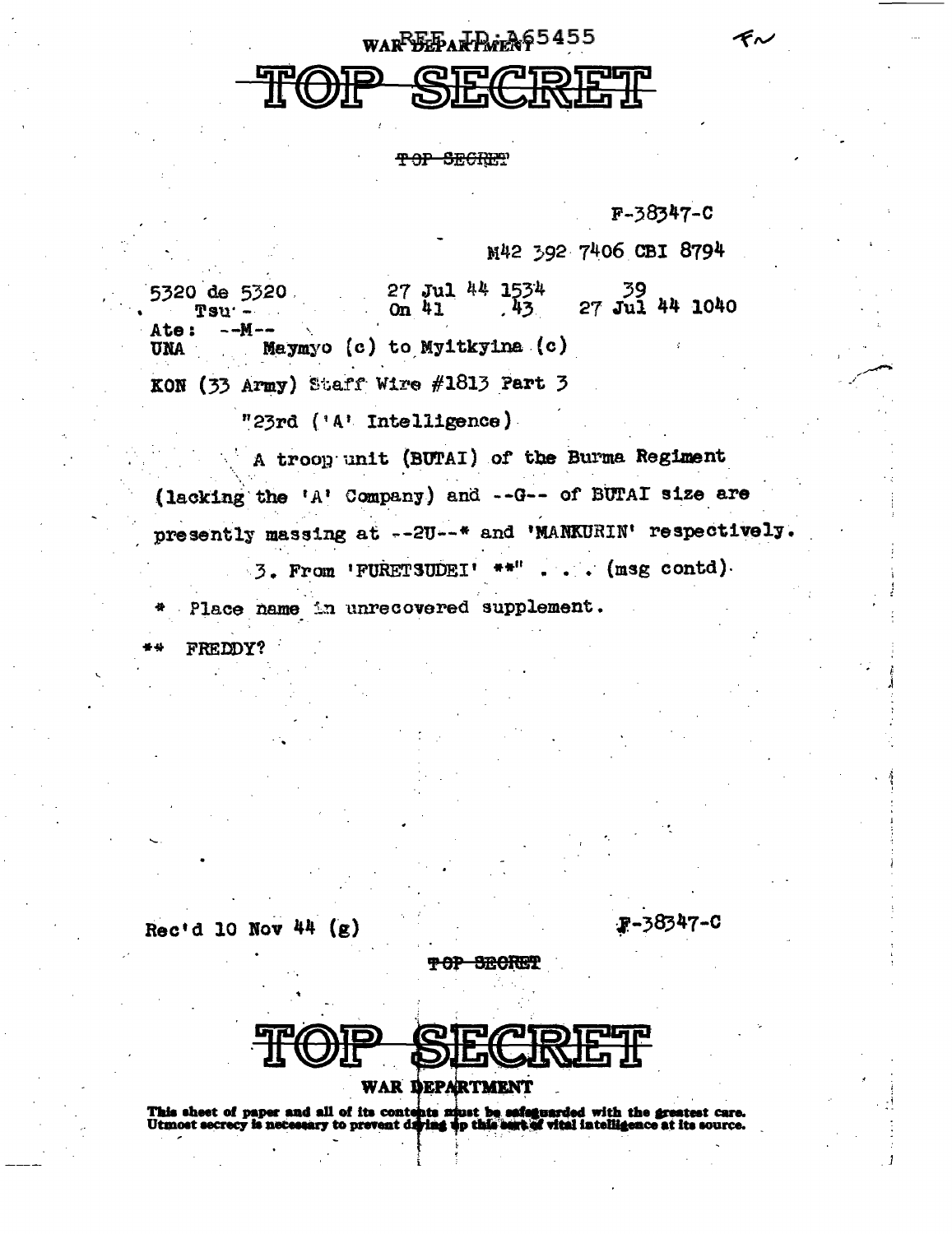REF ID:A65455

# TOP SECRET

~~TOP SECRET~~

F-38347-C

M42 392 7406 CBI 8794

5320 de 5320 &nbsp;&nbsp;&nbsp;&nbsp; 27 Jul 44 1534 &nbsp;&nbsp;&nbsp;&nbsp; 39
Tsu - &nbsp;&nbsp;&nbsp;&nbsp; On 41 &nbsp;&nbsp; .43 &nbsp;&nbsp;&nbsp;&nbsp; 27 Jul 44 1040
Ate: --M--
UNA &nbsp;&nbsp;&nbsp;&nbsp; Maymyo (c) to Myitkyina (c)

KON (33 Army) Staff Wire #1813 Part 3

"23rd ('A' Intelligence)

A troop unit (BUTAI) of the Burma Regiment (lacking the 'A' Company) and --G-- of BUTAI size are presently massing at --2U--* and 'MANKURIN' respectively.

3. From 'FURETSUDEI' **" . . . (msg contd).

\* Place name in unrecovered supplement.

** FREDDY?

Rec'd 10 Nov 44 (g) &nbsp;&nbsp;&nbsp;&nbsp; F-38347-C

~~TOP SECRET~~

# TOP SECRET

WAR DEPARTMENT

**This sheet of paper and all of its contents must be safeguarded with the greatest care. Utmost secrecy is necessary to prevent drying up this sort of vital intelligence at its source.**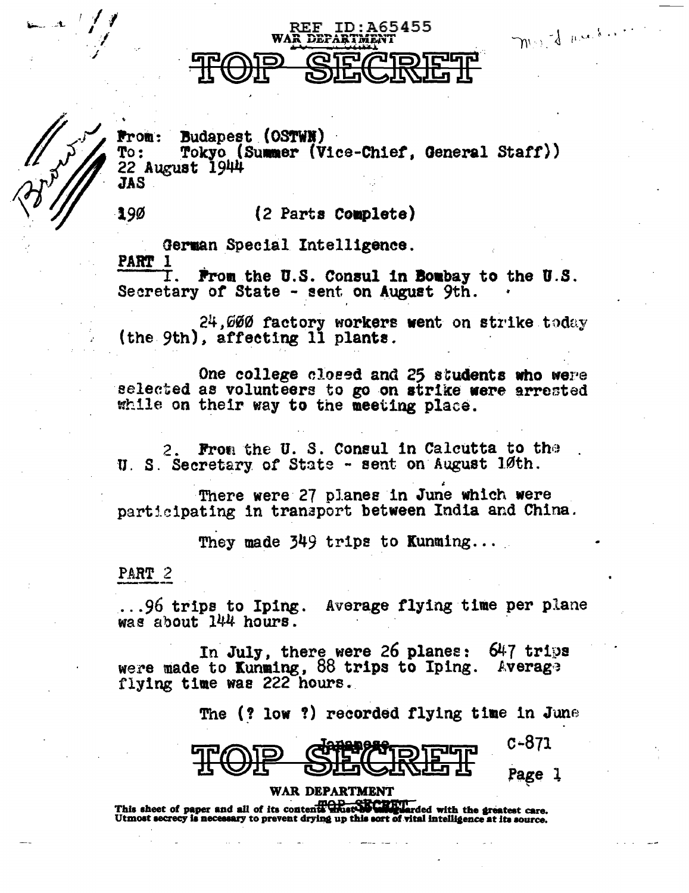REF ID:A65455
WAR DEPARTMENT

TOP SECRET

From: Budapest (OSTWN)
To: Tokyo (Summer (Vice-Chief, General Staff))
22 August 1944
JAS

190 (2 Parts Complete)

German Special Intelligence.

PART 1

1. From the U.S. Consul in Bombay to the U.S. Secretary of State - sent on August 9th.

24,000 factory workers went on strike today (the 9th), affecting 11 plants.

One college closed and 25 students who were selected as volunteers to go on strike were arrested while on their way to the meeting place.

2. From the U. S. Consul in Calcutta to the U. S. Secretary of State - sent on August 10th.

There were 27 planes in June which were participating in transport between India and China.

They made 349 trips to Kunming...

PART 2

...96 trips to Iping. Average flying time per plane was about 144 hours.

In July, there were 26 planes: 647 trips were made to Kunming, 88 trips to Iping. Average flying time was 222 hours.

The (? low ?) recorded flying time in June

TOP SECRET

Japanese

C-871

WAR DEPARTMENT

This sheet of paper and all of its contents must be safeguarded with the greatest care. Utmost secrecy is necessary to prevent drying up this sort of vital intelligence at its source.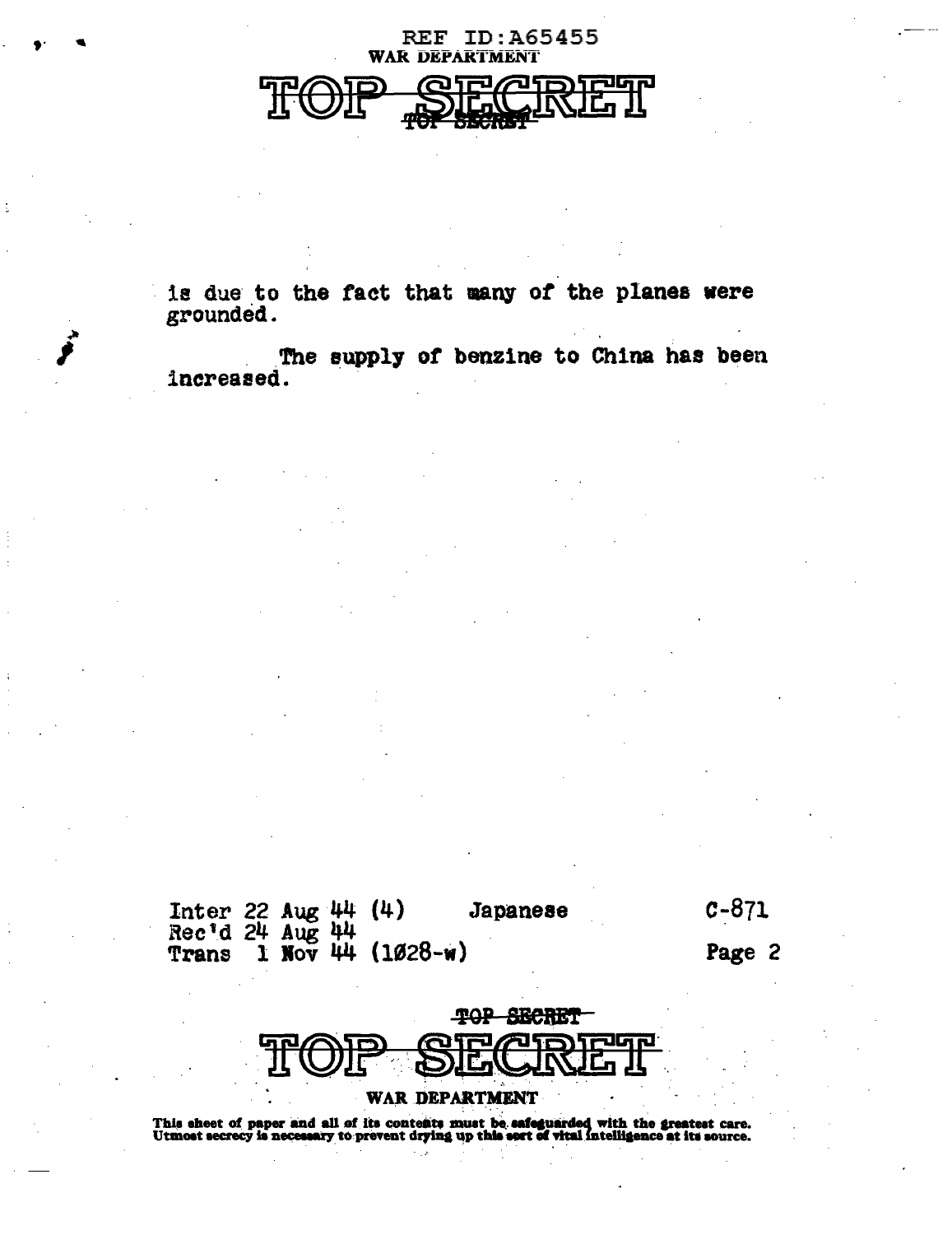is due to the fact that many of the planes were grounded.

The supply of benzine to China has been increased.

Inter 22 Aug 44 (4) Japanese C-871
Rec'd 24 Aug 44
Trans 1 Nov 44 (1028-w) Page 2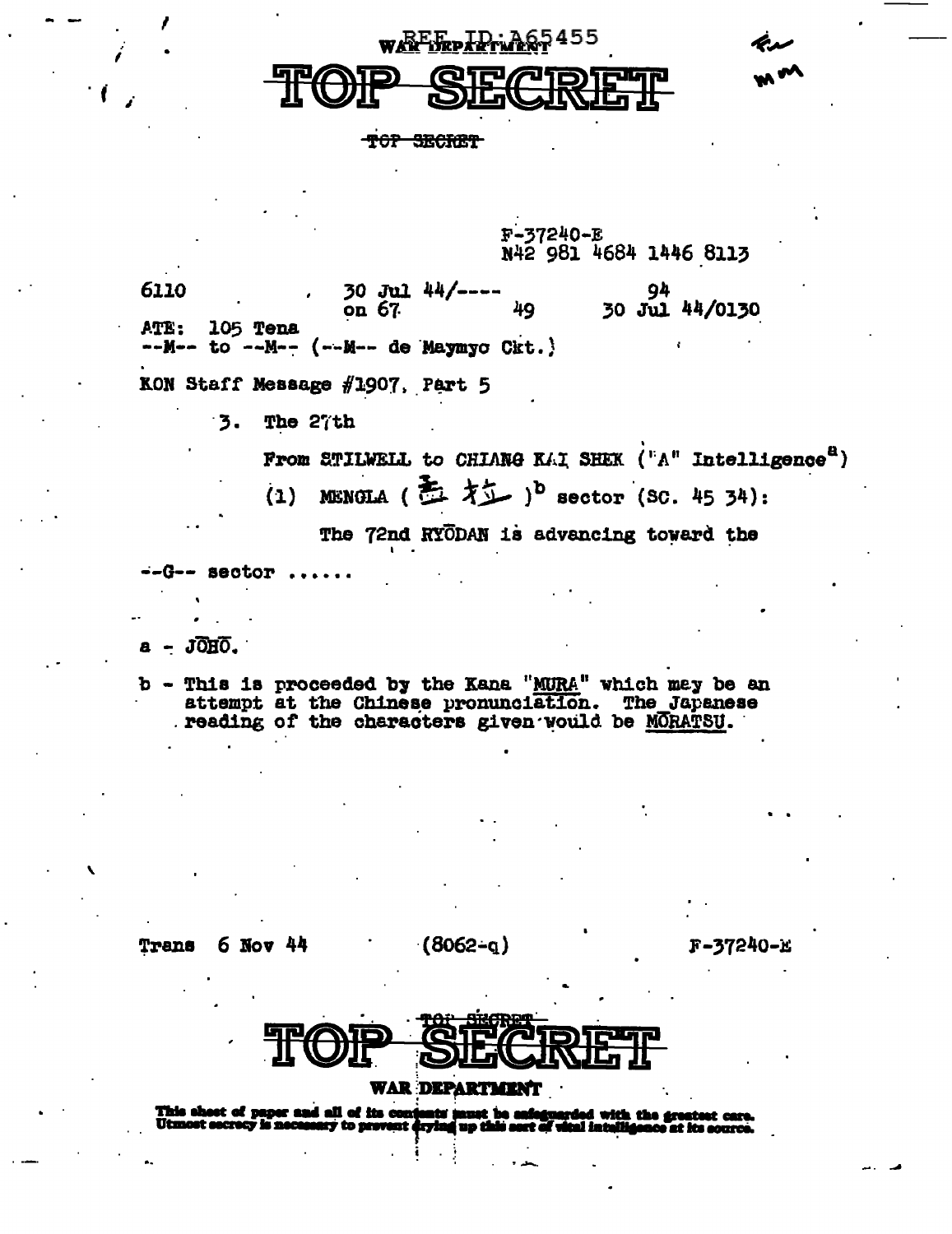REF ID:A65455

TOP SECRET

F-37240-E
N42 981 4684 1446 8113

6110 30 Jul 44/---- on 67 49 94 30 Jul 44/0130

ATE: 105 Tena
--M-- to --M-- (--M-- de Maymyo Ckt.)

KON Staff Message #1907, Part 5

3. The 27th

From STILWELL to CHIANG KAI SHEK ("A" Intelligence[a])

(1) MENGLA (孟拉)[b] sector (SC. 45 34):

The 72nd RYŌDAN is advancing toward the --G-- sector ......

a - JŌHŌ.

b - This is proceeded by the Kana "MURA" which may be an attempt at the Chinese pronunciation. The Japanese reading of the characters given would be MŌRATSU.

Trans 6 Nov 44 (8062-q) F-37240-E

TOP SECRET
WAR DEPARTMENT

This sheet of paper and all of its contents must be safeguarded with the greatest care. Utmost secrecy is necessary to prevent drying up this sort of vital intelligence at its source.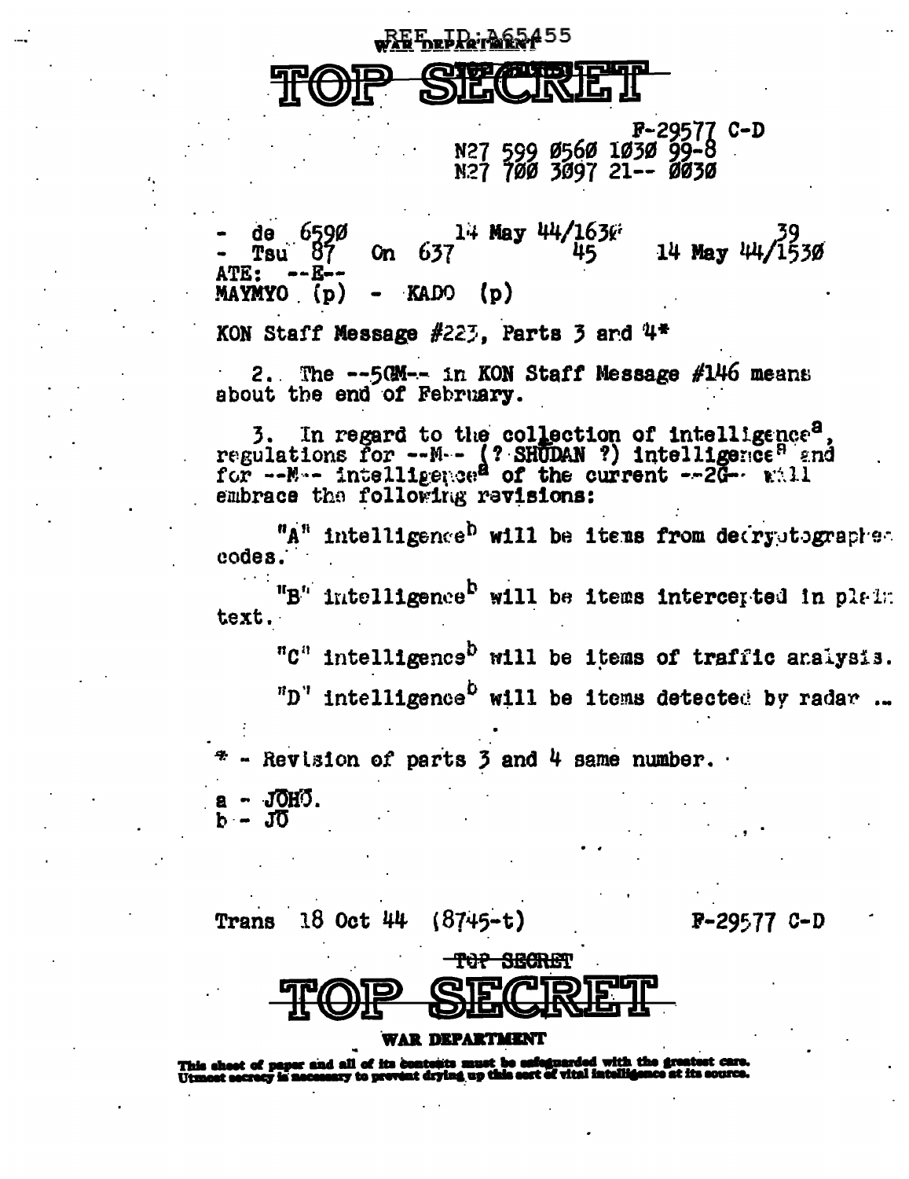REF ID:A65455

WAR DEPARTMENT

TOP SECRET

F-29577 C-D
N27 599 Ø56Ø 1Ø3Ø 99-8
N27 7ØØ 3Ø97 21-- ØØ3Ø

- de 659Ø 14 May 44/163Ø 39
- Tsu 87 On 637 45 14 May 44/153Ø

ATE: --E--

MAYMYO (p) - KADO (p)

KON Staff Message #223, Parts 3 and 4*

2. The --5GM-- in KON Staff Message #146 means about the end of February.

3. In regard to the collection of intelligence[a], regulations for --M-- (? SHŪDAN ?) intelligence[a] and for --M-- intelligence[a] of the current --2G-- will embrace the following revisions:

"A" intelligence[b] will be items from decryptographed codes.

"B" intelligence[b] will be items intercepted in plain text.

"C" intelligence[b] will be items of traffic analysis.

"D" intelligence[b] will be items detected by radar ...

* - Revision of parts 3 and 4 same number.

a - JŌHŌ.
b - JŌ

Trans 18 Oct 44 (8745-t) F-29577 C-D

TOP SECRET

WAR DEPARTMENT

This sheet of paper and all of its contents must be safeguarded with the greatest care. Utmost secrecy is necessary to prevent drying up this sort of vital intelligence at its source.